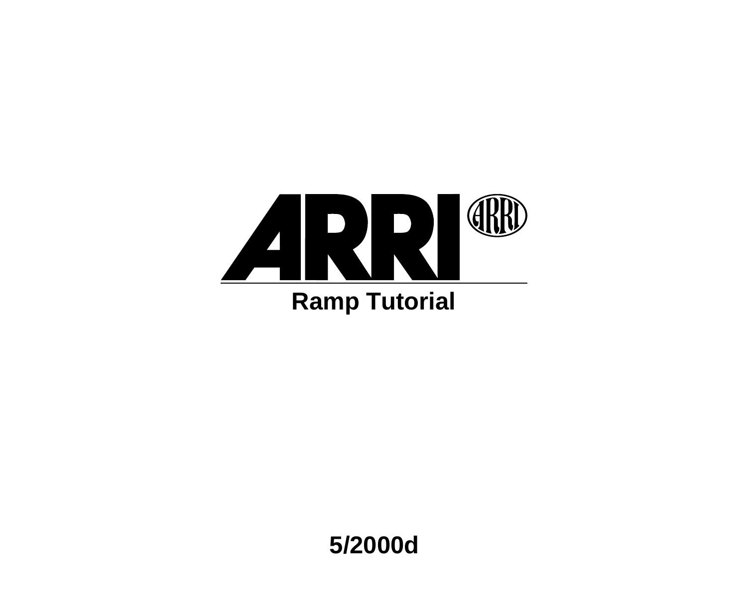# ARRI

## Ramp Tutorial

**5/2000d**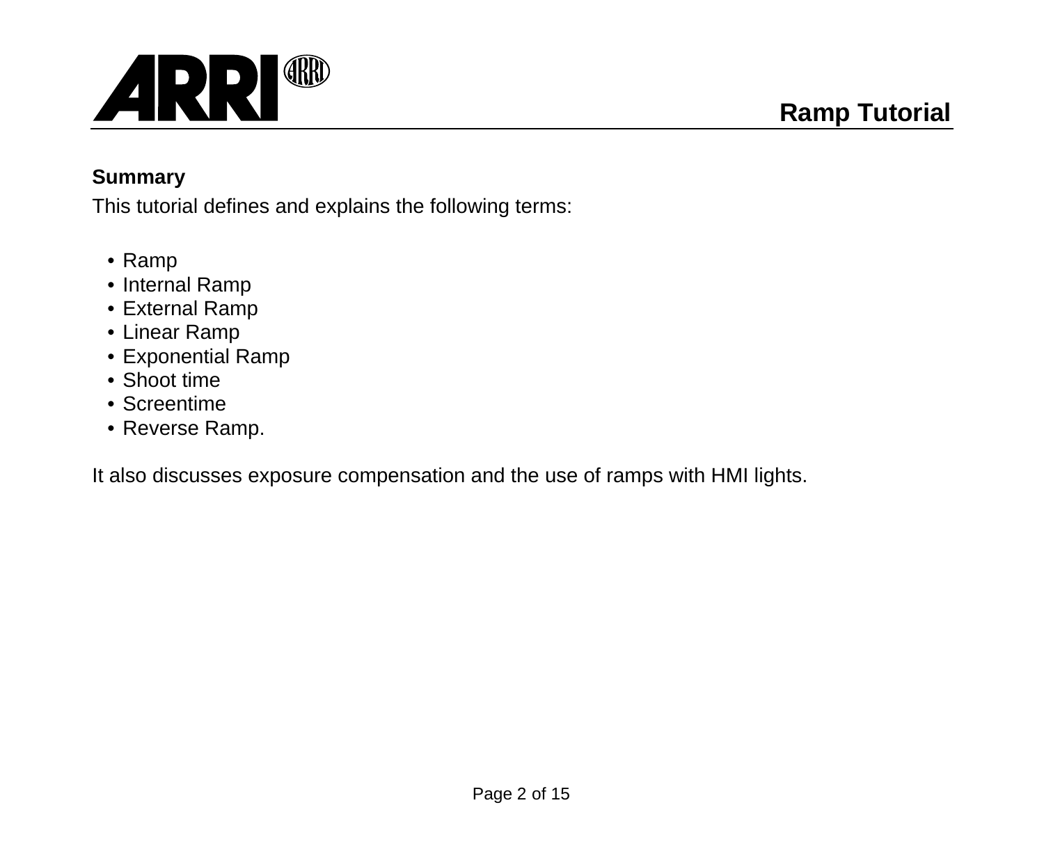## Summary

This tutorial defines and explains the following terms:

- Ramp
- Internal Ramp
- External Ramp
- Linear Ramp
- Exponential Ramp
- Shoot time
- Screentime
- Reverse Ramp.

It also discusses exposure compensation and the use of ramps with HMI lights.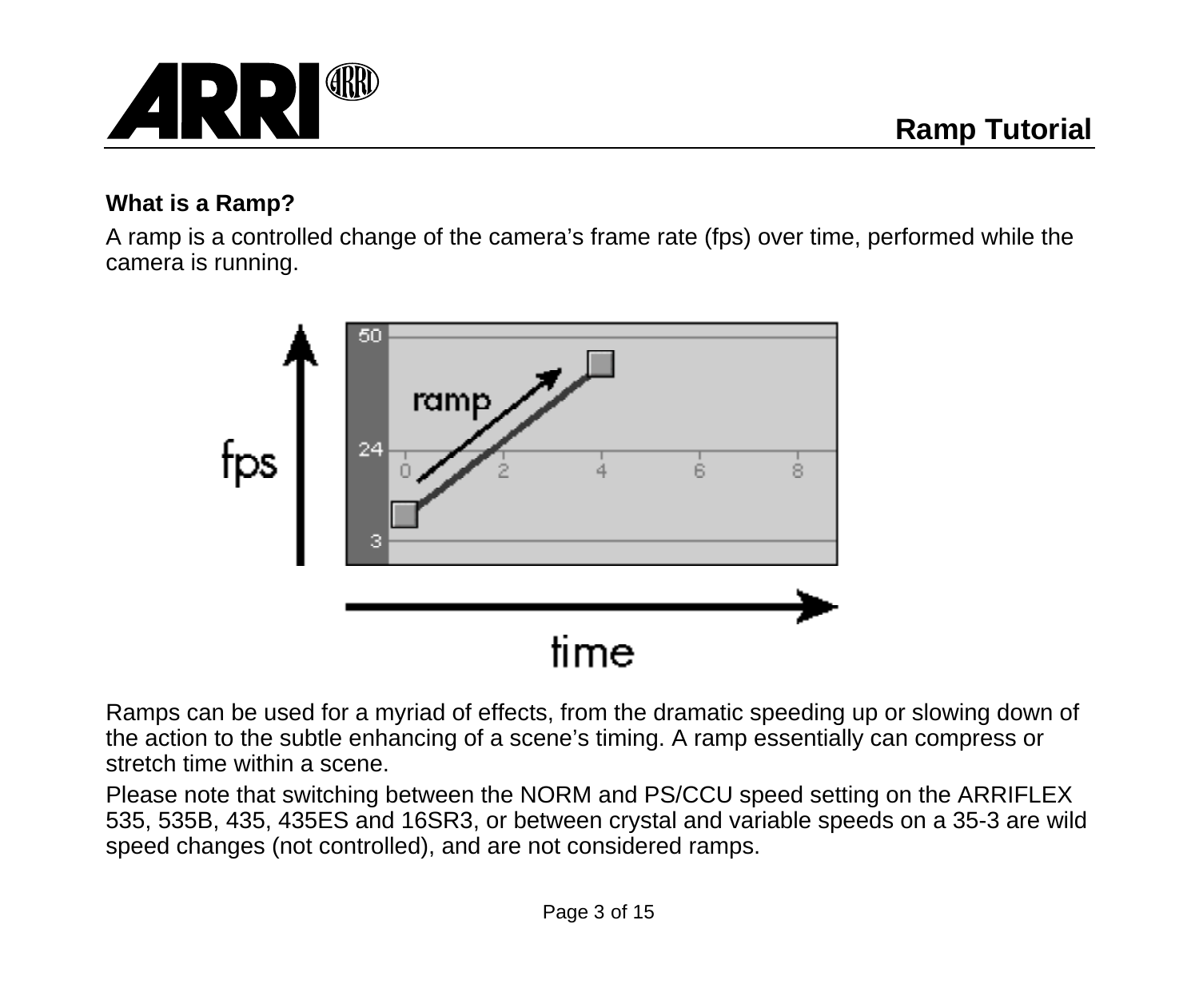## What is a Ramp?

A ramp is a controlled change of the camera's frame rate (fps) over time, performed while the camera is running.

Ramps can be used for a myriad of effects, from the dramatic speeding up or slowing down of the action to the subtle enhancing of a scene's timing. A ramp essentially can compress or stretch time within a scene.

Please note that switching between the NORM and PS/CCU speed setting on the ARRIFLEX 535, 535B, 435, 435ES and 16SR3, or between crystal and variable speeds on a 35-3 are wild speed changes (not controlled), and are not considered ramps.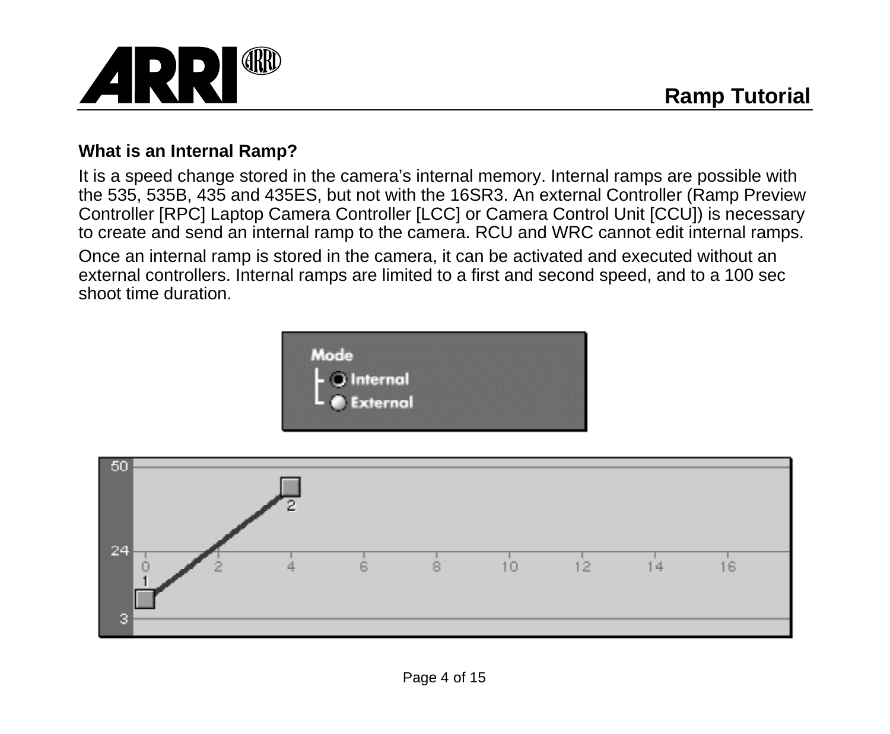## What is an Internal Ramp?

It is a speed change stored in the camera’s internal memory. Internal ramps are possible with the 535, 535B, 435 and 435ES, but not with the 16SR3. An external Controller (Ramp Preview Controller [RPC] Laptop Camera Controller [LCC] or Camera Control Unit [CCU]) is necessary to create and send an internal ramp to the camera. RCU and WRC cannot edit internal ramps.

Once an internal ramp is stored in the camera, it can be activated and executed without an external controllers. Internal ramps are limited to a first and second speed, and to a 100 sec shoot time duration.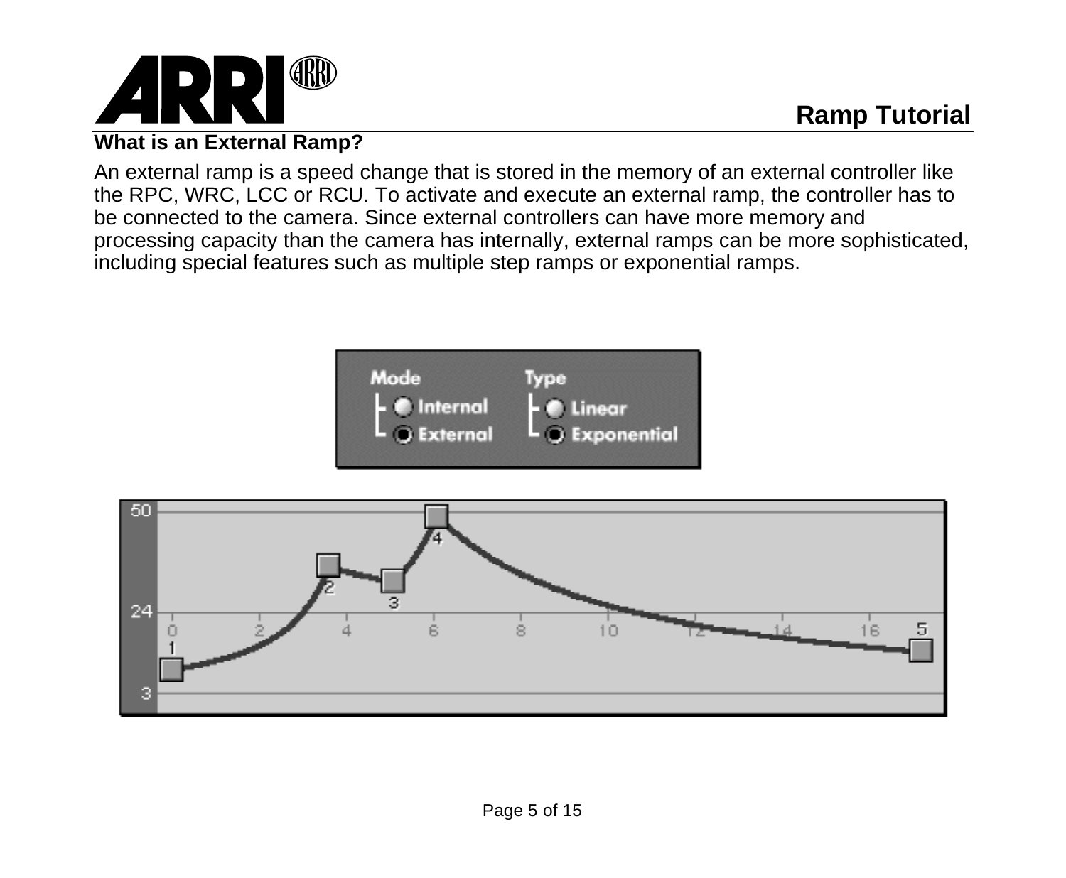## What is an External Ramp?

An external ramp is a speed change that is stored in the memory of an external controller like the RPC, WRC, LCC or RCU. To activate and execute an external ramp, the controller has to be connected to the camera. Since external controllers can have more memory and processing capacity than the camera has internally, external ramps can be more sophisticated, including special features such as multiple step ramps or exponential ramps.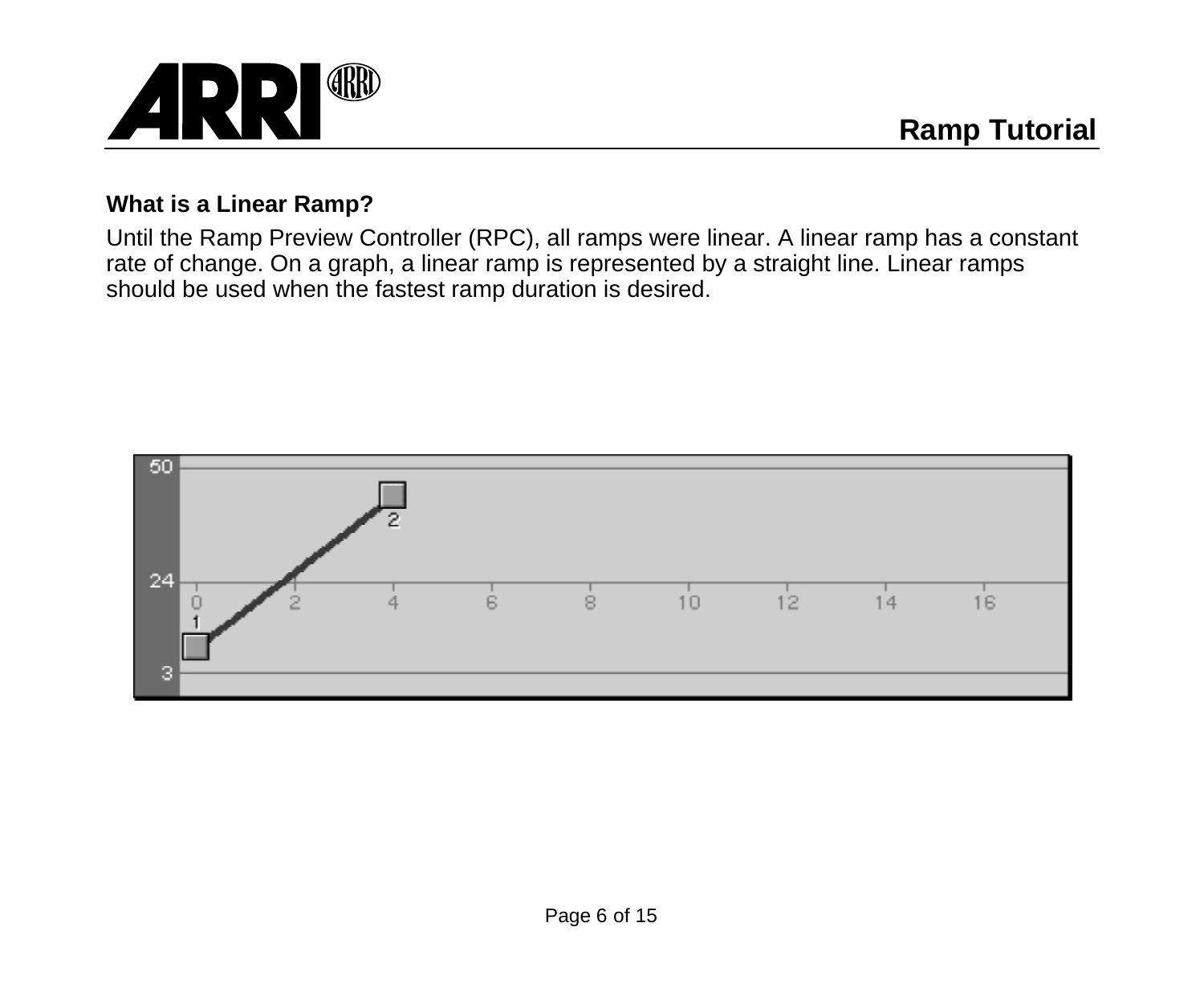## What is a Linear Ramp?

Until the Ramp Preview Controller (RPC), all ramps were linear. A linear ramp has a constant rate of change. On a graph, a linear ramp is represented by a straight line. Linear ramps should be used when the fastest ramp duration is desired.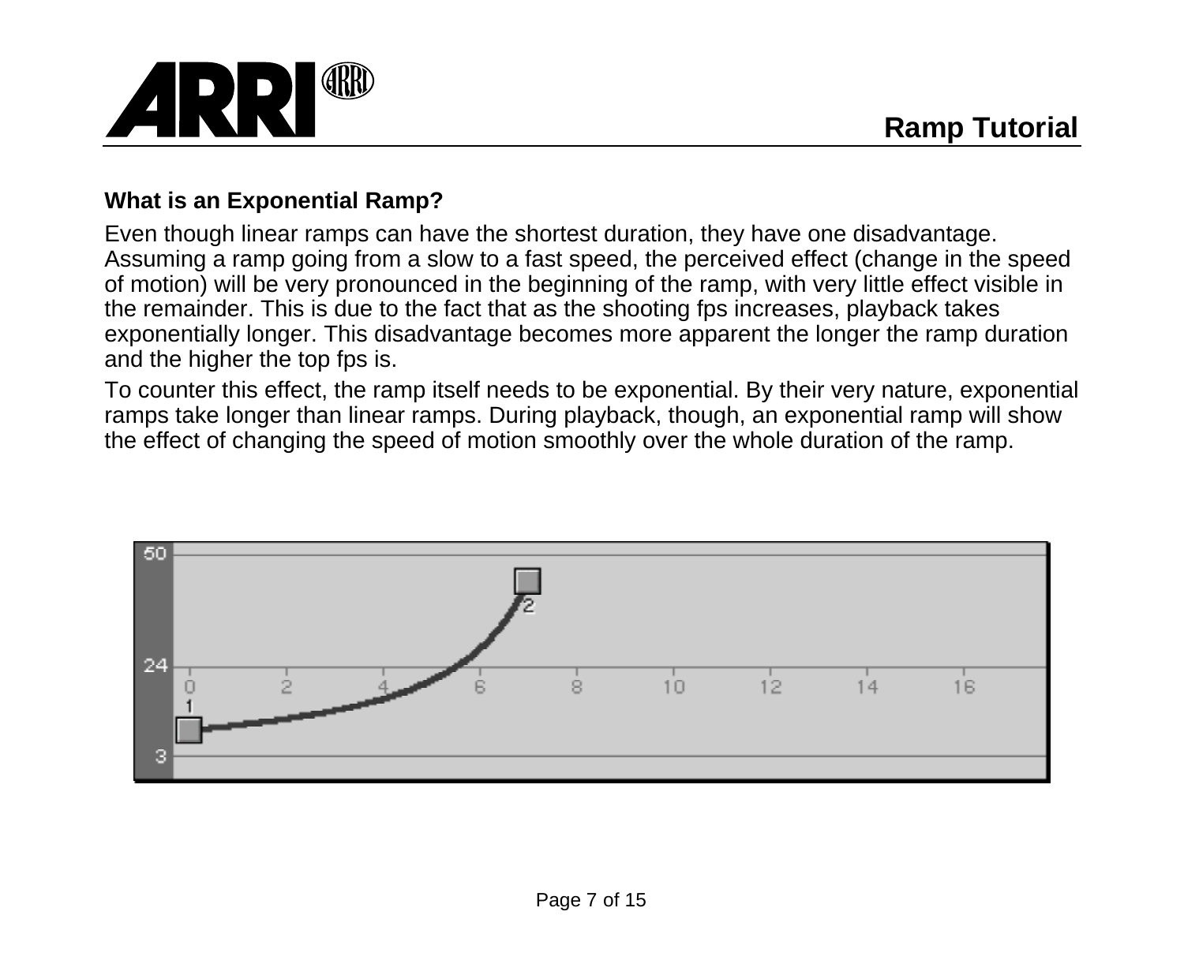## What is an Exponential Ramp?

Even though linear ramps can have the shortest duration, they have one disadvantage. Assuming a ramp going from a slow to a fast speed, the perceived effect (change in the speed of motion) will be very pronounced in the beginning of the ramp, with very little effect visible in the remainder. This is due to the fact that as the shooting fps increases, playback takes exponentially longer. This disadvantage becomes more apparent the longer the ramp duration and the higher the top fps is.

To counter this effect, the ramp itself needs to be exponential. By their very nature, exponential ramps take longer than linear ramps. During playback, though, an exponential ramp will show the effect of changing the speed of motion smoothly over the whole duration of the ramp.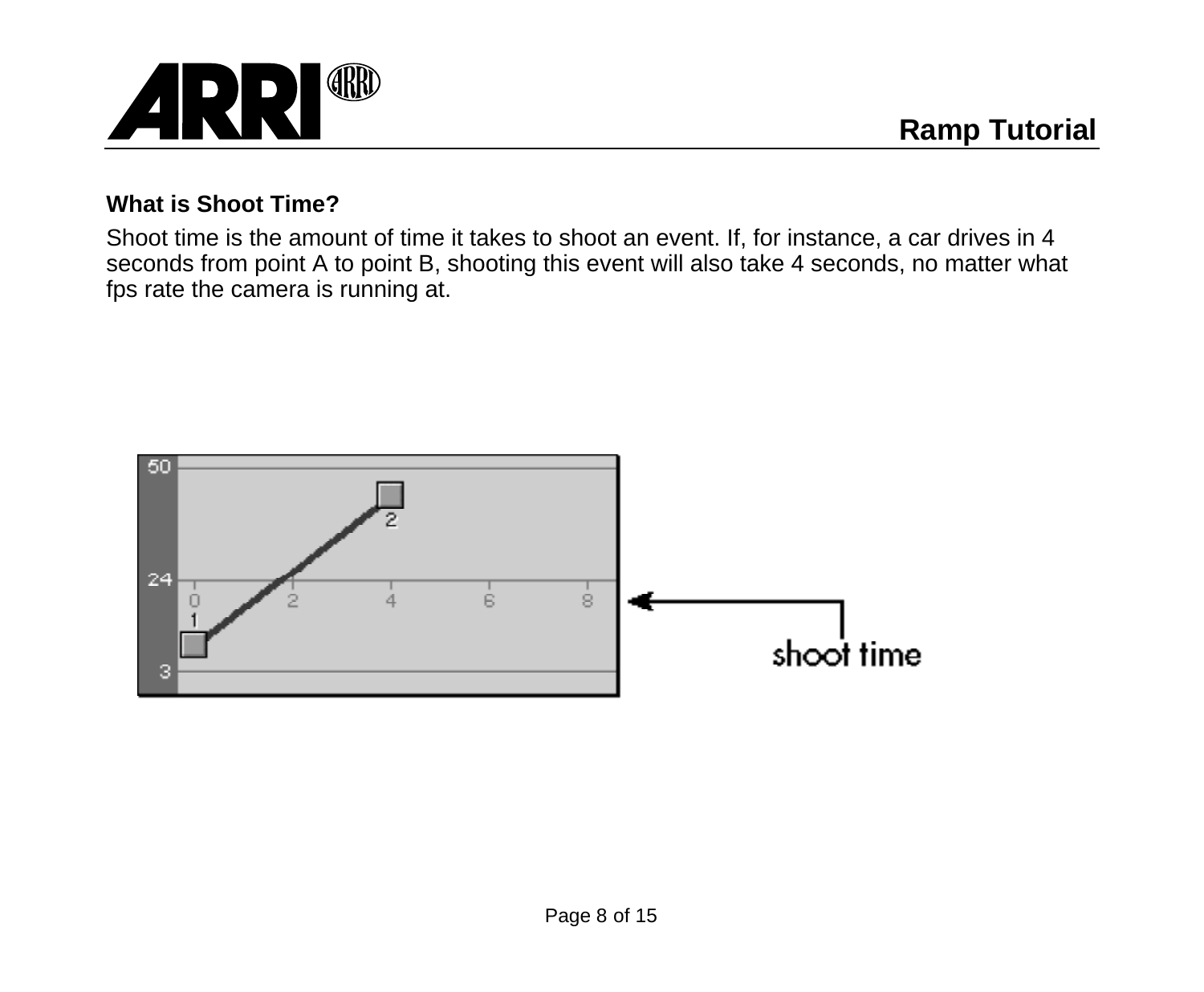**What is Shoot Time?**

Shoot time is the amount of time it takes to shoot an event. If, for instance, a car drives in 4 seconds from point A to point B, shooting this event will also take 4 seconds, no matter what fps rate the camera is running at.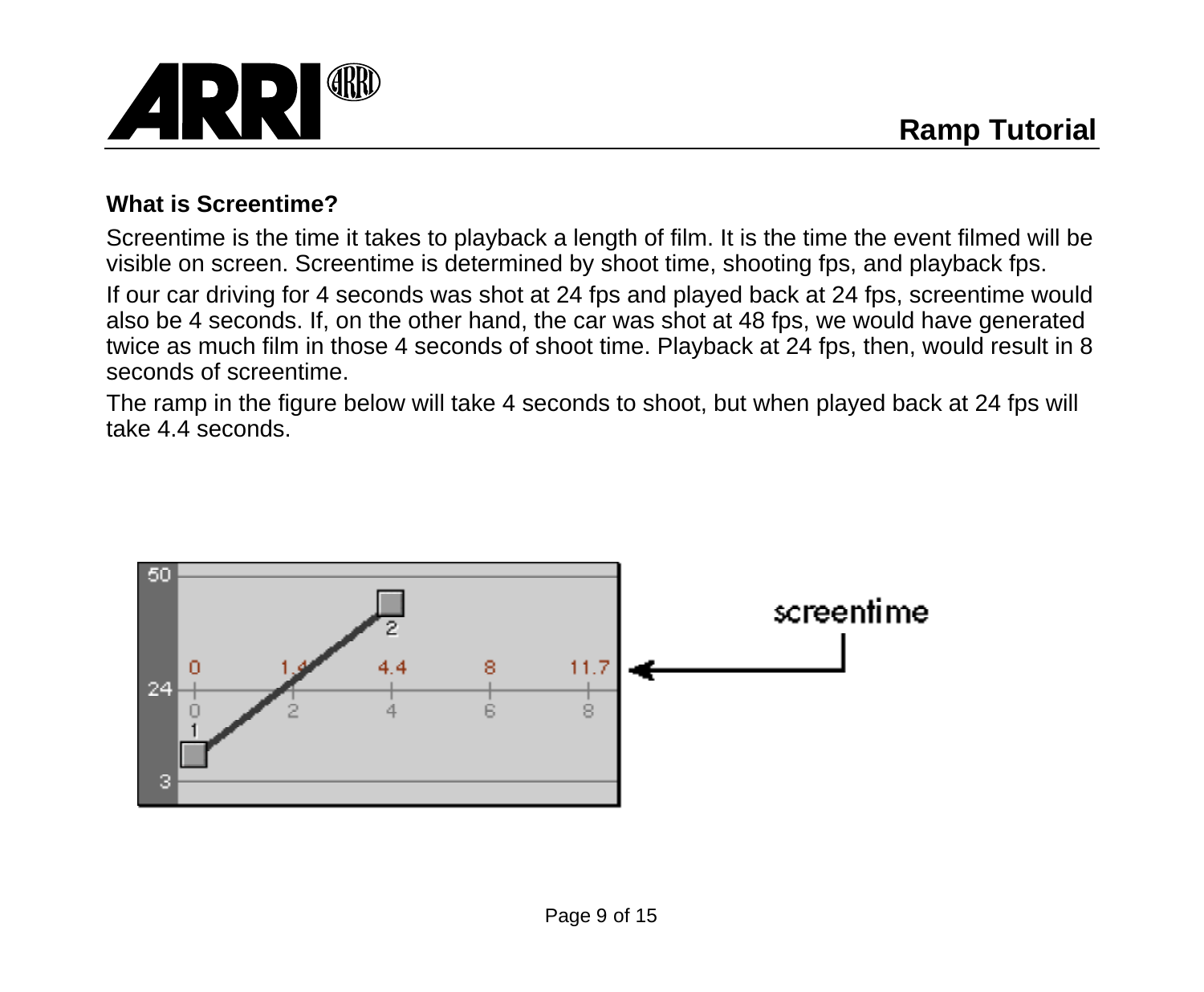## What is Screentime?

Screentime is the time it takes to playback a length of film. It is the time the event filmed will be visible on screen. Screentime is determined by shoot time, shooting fps, and playback fps.

If our car driving for 4 seconds was shot at 24 fps and played back at 24 fps, screentime would also be 4 seconds. If, on the other hand, the car was shot at 48 fps, we would have generated twice as much film in those 4 seconds of shoot time. Playback at 24 fps, then, would result in 8 seconds of screentime.

The ramp in the figure below will take 4 seconds to shoot, but when played back at 24 fps will take 4.4 seconds.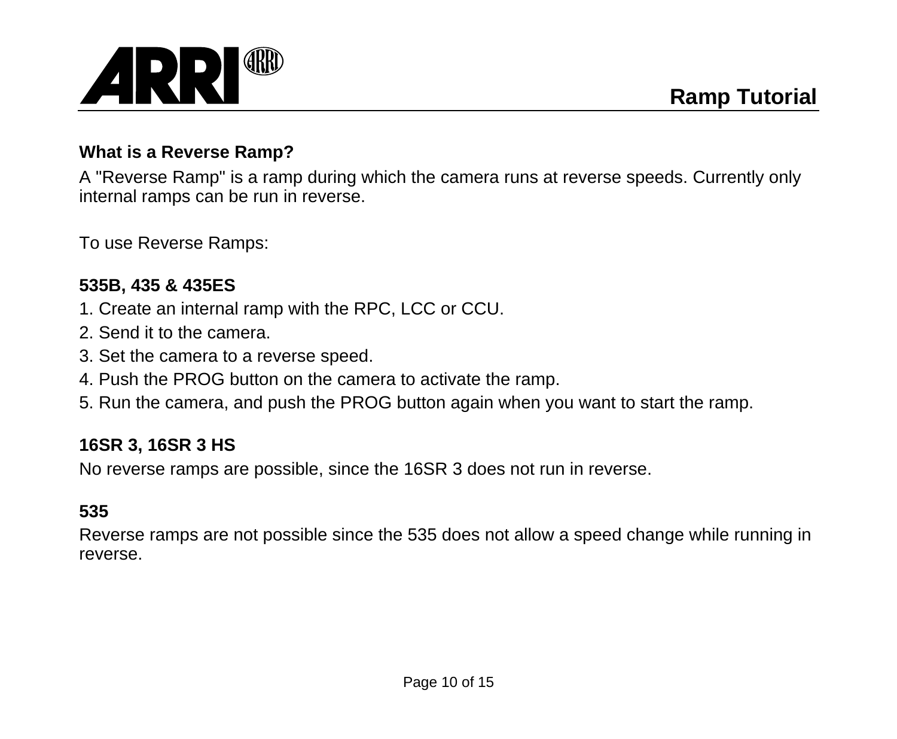## What is a Reverse Ramp?

A "Reverse Ramp" is a ramp during which the camera runs at reverse speeds. Currently only internal ramps can be run in reverse.

To use Reverse Ramps:

**535B, 435 & 435ES**

1. Create an internal ramp with the RPC, LCC or CCU.
2. Send it to the camera.
3. Set the camera to a reverse speed.
4. Push the PROG button on the camera to activate the ramp.
5. Run the camera, and push the PROG button again when you want to start the ramp.

**16SR 3, 16SR 3 HS**

No reverse ramps are possible, since the 16SR 3 does not run in reverse.

**535**

Reverse ramps are not possible since the 535 does not allow a speed change while running in reverse.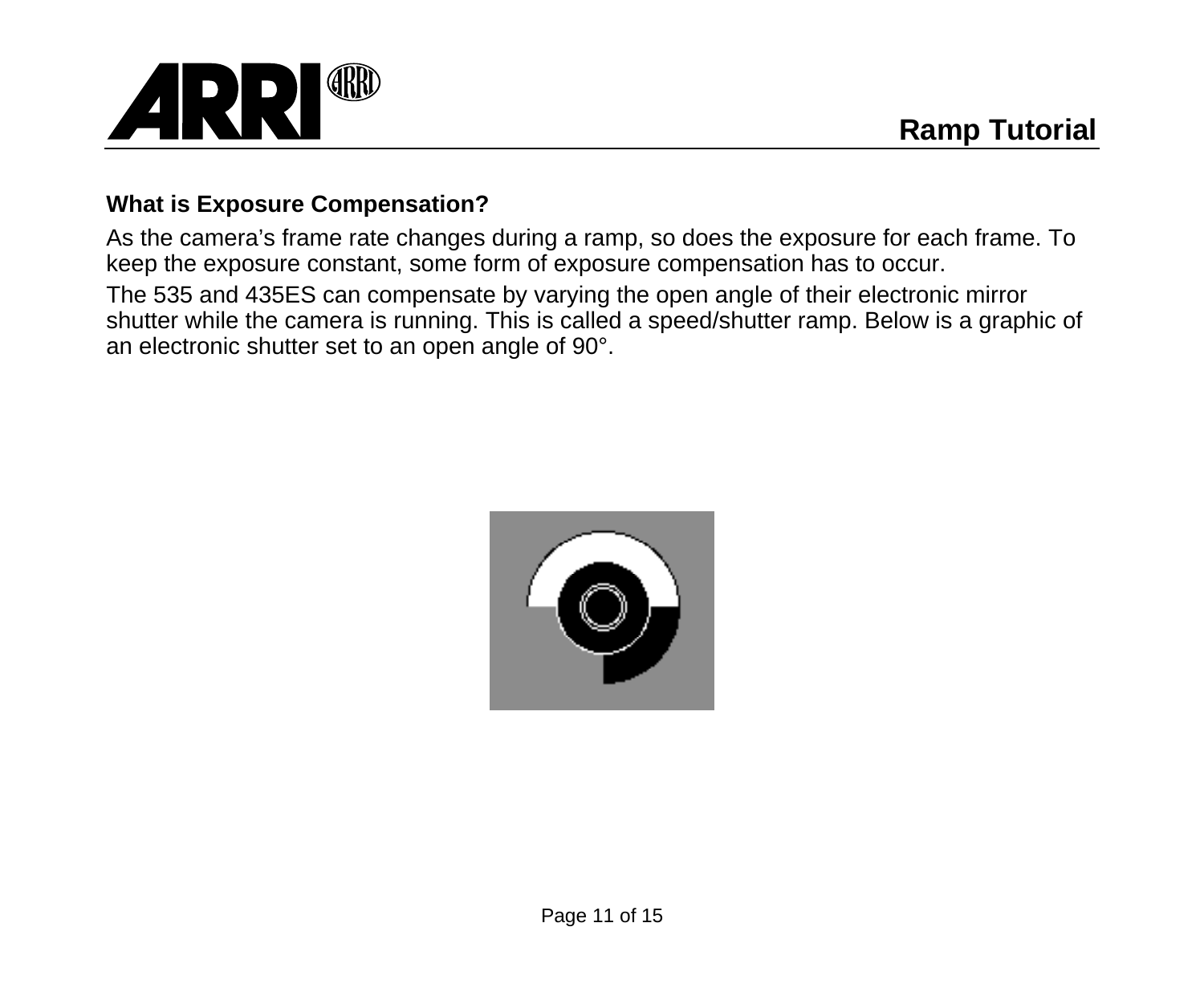### What is Exposure Compensation?

As the camera's frame rate changes during a ramp, so does the exposure for each frame. To keep the exposure constant, some form of exposure compensation has to occur.

The 535 and 435ES can compensate by varying the open angle of their electronic mirror shutter while the camera is running. This is called a speed/shutter ramp. Below is a graphic of an electronic shutter set to an open angle of 90°.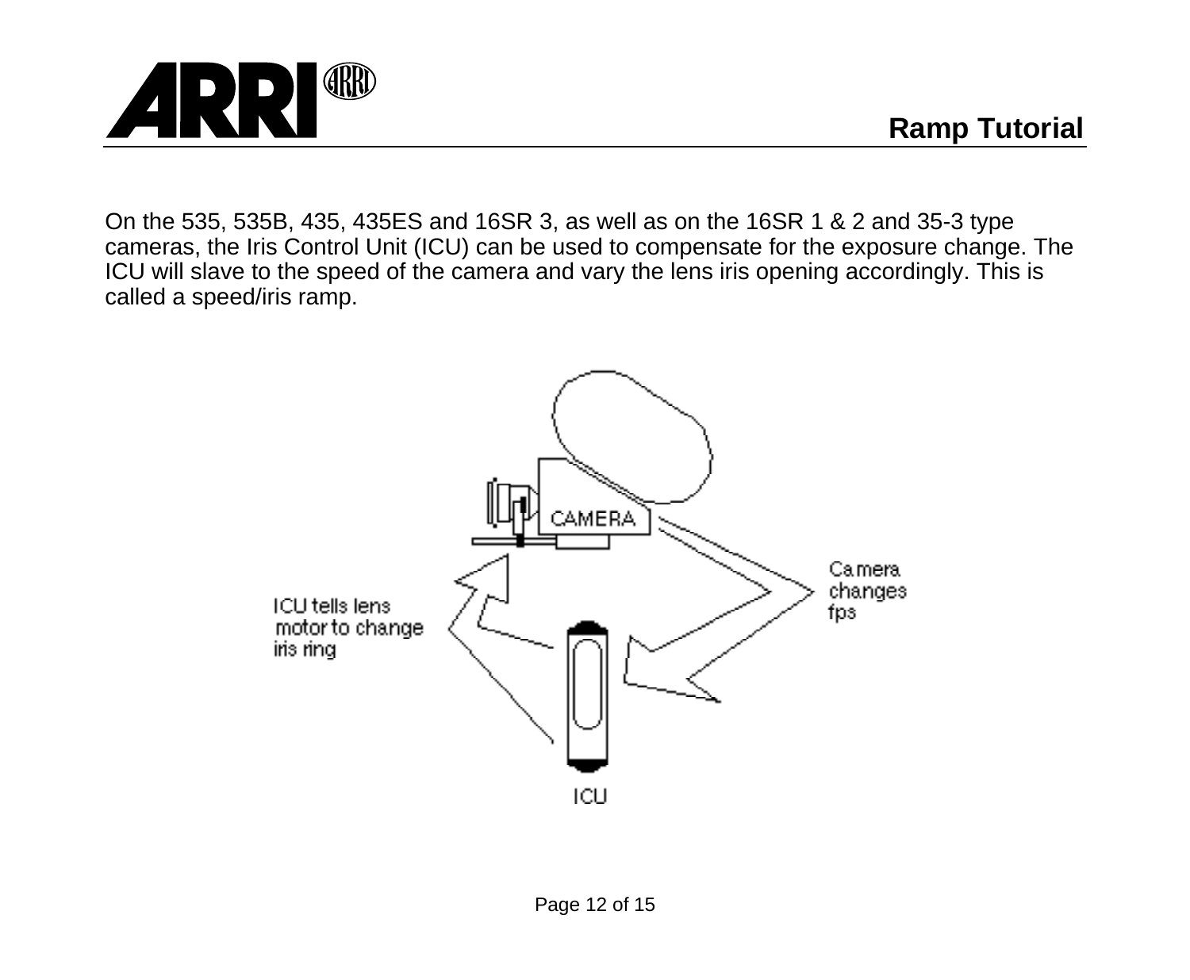On the 535, 535B, 435, 435ES and 16SR 3, as well as on the 16SR 1 & 2 and 35-3 type cameras, the Iris Control Unit (ICU) can be used to compensate for the exposure change. The ICU will slave to the speed of the camera and vary the lens iris opening accordingly. This is called a speed/iris ramp.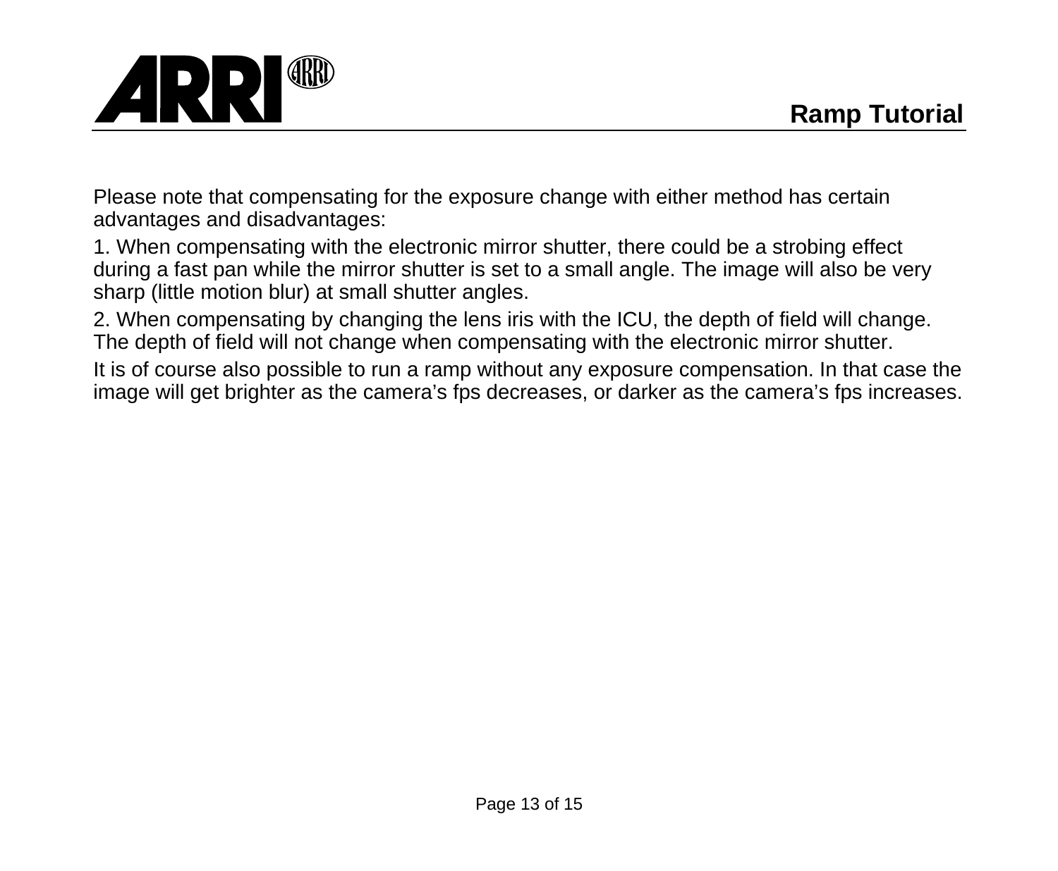Please note that compensating for the exposure change with either method has certain advantages and disadvantages:

1. When compensating with the electronic mirror shutter, there could be a strobing effect during a fast pan while the mirror shutter is set to a small angle. The image will also be very sharp (little motion blur) at small shutter angles.

2. When compensating by changing the lens iris with the ICU, the depth of field will change. The depth of field will not change when compensating with the electronic mirror shutter.

It is of course also possible to run a ramp without any exposure compensation. In that case the image will get brighter as the camera's fps decreases, or darker as the camera's fps increases.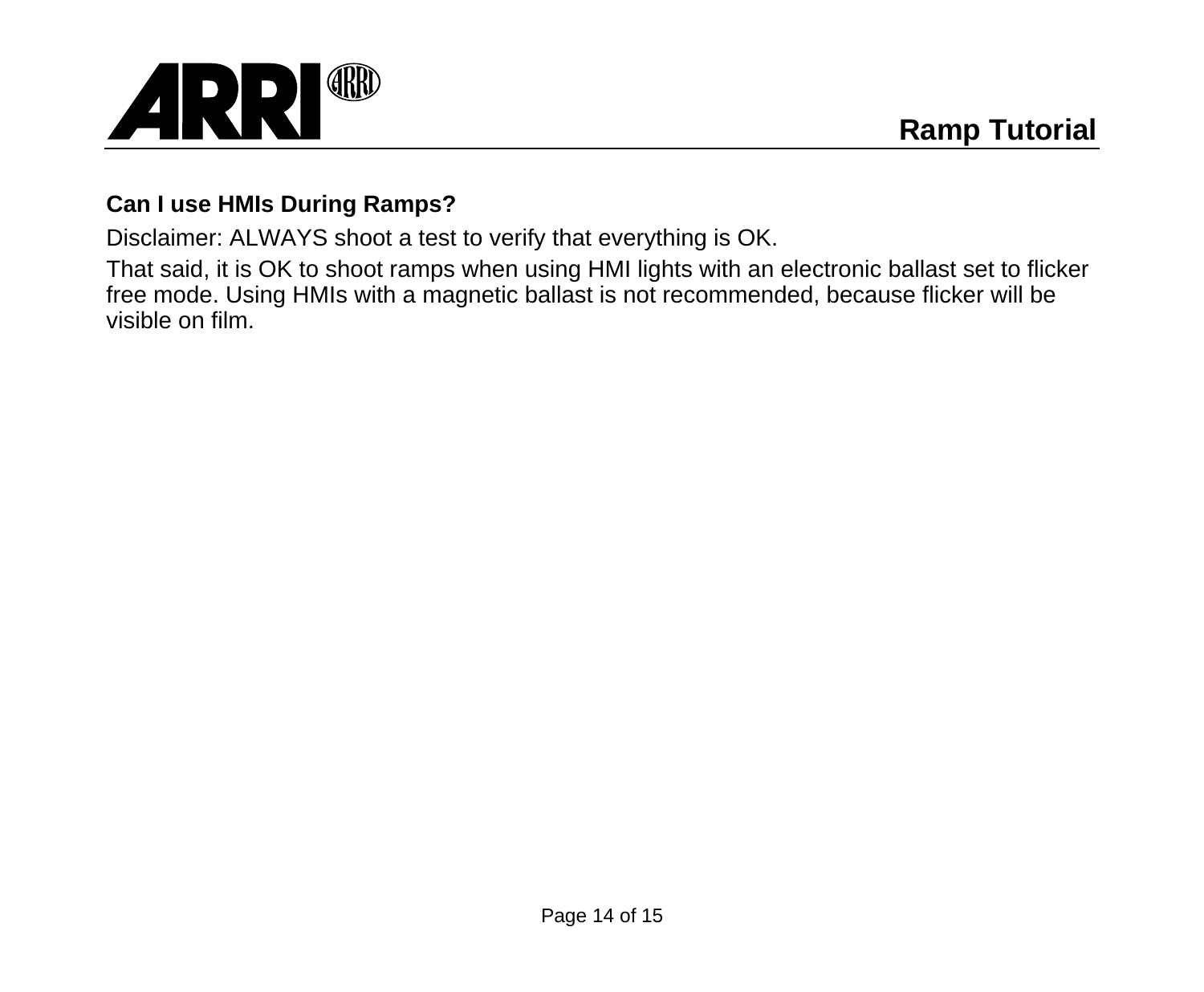## Can I use HMIs During Ramps?

Disclaimer: ALWAYS shoot a test to verify that everything is OK.

That said, it is OK to shoot ramps when using HMI lights with an electronic ballast set to flicker free mode. Using HMIs with a magnetic ballast is not recommended, because flicker will be visible on film.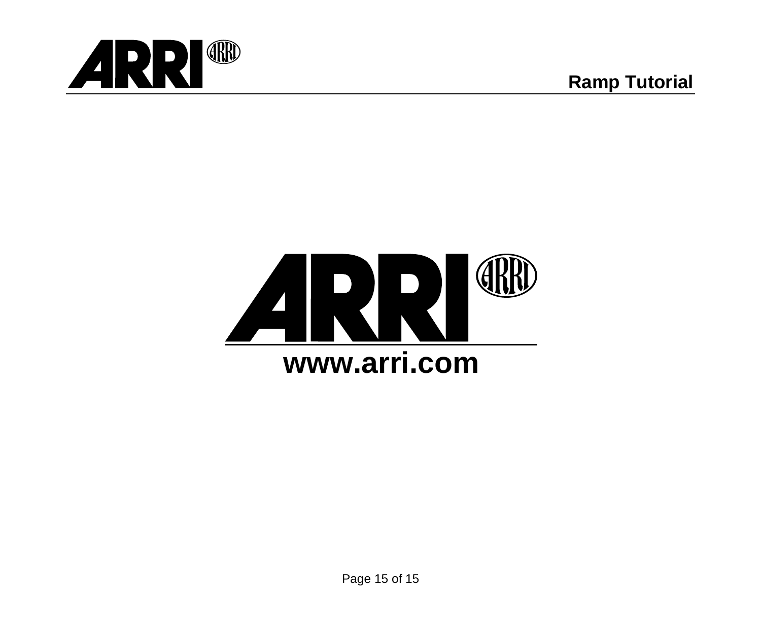www.arri.com